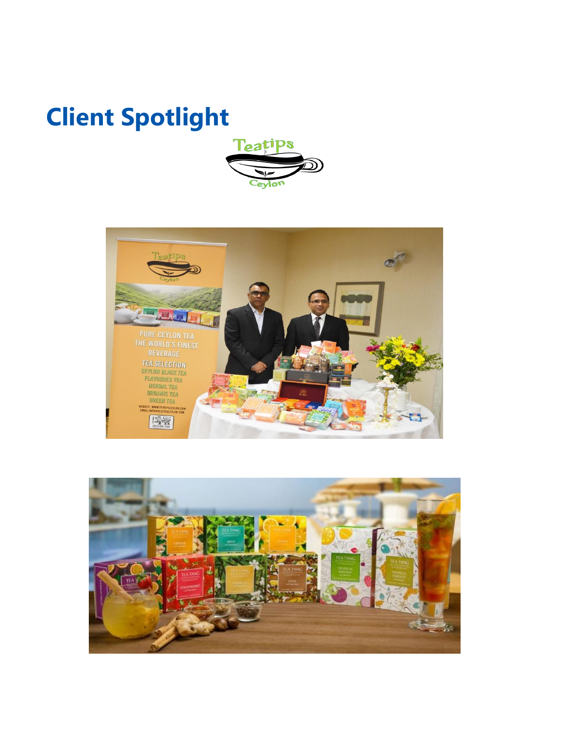# Client Spotlight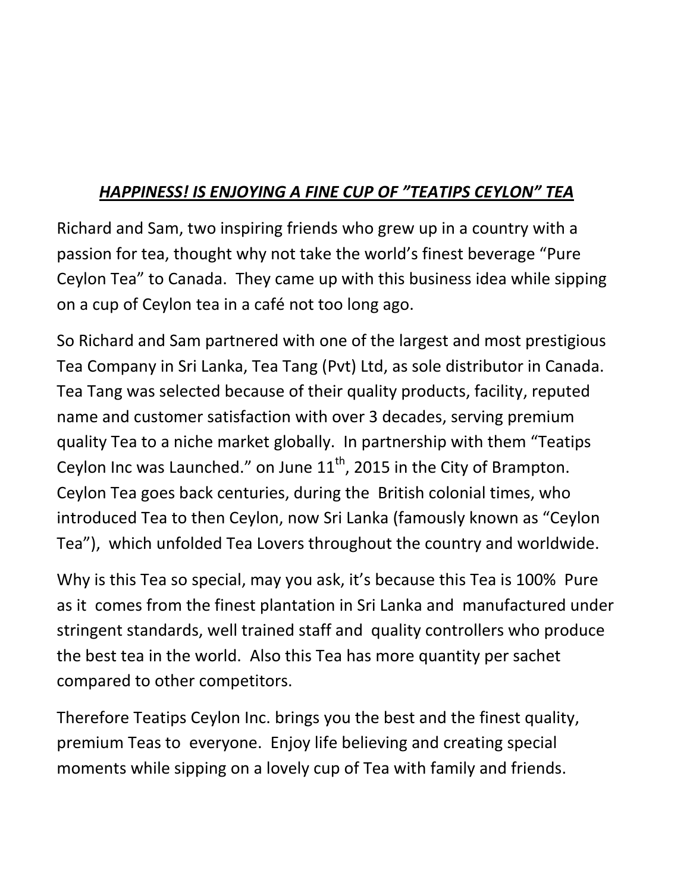***HAPPINESS! IS ENJOYING A FINE CUP OF "TEATIPS CEYLON" TEA***

Richard and Sam, two inspiring friends who grew up in a country with a passion for tea, thought why not take the world's finest beverage "Pure Ceylon Tea" to Canada. They came up with this business idea while sipping on a cup of Ceylon tea in a café not too long ago.

So Richard and Sam partnered with one of the largest and most prestigious Tea Company in Sri Lanka, Tea Tang (Pvt) Ltd, as sole distributor in Canada. Tea Tang was selected because of their quality products, facility, reputed name and customer satisfaction with over 3 decades, serving premium quality Tea to a niche market globally. In partnership with them "Teatips Ceylon Inc was Launched." on June 11th, 2015 in the City of Brampton. Ceylon Tea goes back centuries, during the British colonial times, who introduced Tea to then Ceylon, now Sri Lanka (famously known as "Ceylon Tea"), which unfolded Tea Lovers throughout the country and worldwide.

Why is this Tea so special, may you ask, it's because this Tea is 100% Pure as it comes from the finest plantation in Sri Lanka and manufactured under stringent standards, well trained staff and quality controllers who produce the best tea in the world. Also this Tea has more quantity per sachet compared to other competitors.

Therefore Teatips Ceylon Inc. brings you the best and the finest quality, premium Teas to everyone. Enjoy life believing and creating special moments while sipping on a lovely cup of Tea with family and friends.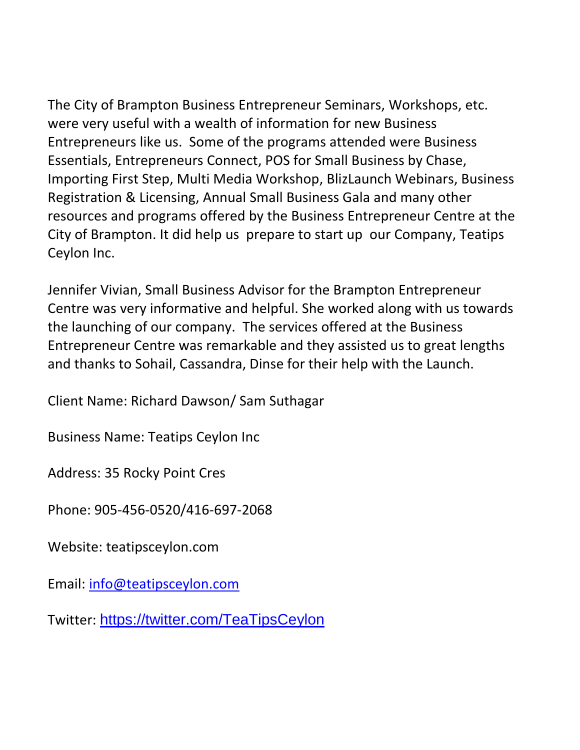The City of Brampton Business Entrepreneur Seminars, Workshops, etc. were very useful with a wealth of information for new Business Entrepreneurs like us. Some of the programs attended were Business Essentials, Entrepreneurs Connect, POS for Small Business by Chase, Importing First Step, Multi Media Workshop, BlizLaunch Webinars, Business Registration & Licensing, Annual Small Business Gala and many other resources and programs offered by the Business Entrepreneur Centre at the City of Brampton. It did help us prepare to start up our Company, Teatips Ceylon Inc.

Jennifer Vivian, Small Business Advisor for the Brampton Entrepreneur Centre was very informative and helpful. She worked along with us towards the launching of our company. The services offered at the Business Entrepreneur Centre was remarkable and they assisted us to great lengths and thanks to Sohail, Cassandra, Dinse for their help with the Launch.

Client Name: Richard Dawson/ Sam Suthagar

Business Name: Teatips Ceylon Inc

Address: 35 Rocky Point Cres

Phone: 905-456-0520/416-697-2068

Website: teatipsceylon.com

Email: [info@teatipsceylon.com](mailto:info@teatipsceylon.com)

Twitter: [https://twitter.com/TeaTipsCeylon](https://twitter.com/TeaTipsCeylon)